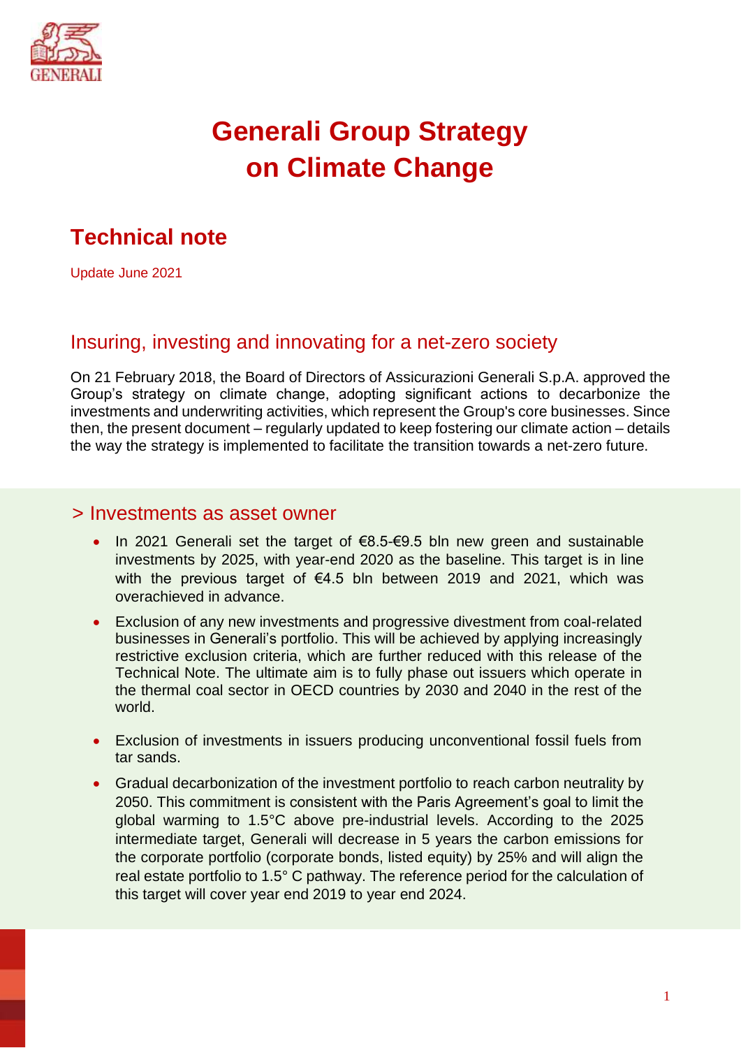# Generali Group Strategy on Climate Change

## Technical note

Update June 2021

### Insuring, investing and innovating for a net-zero society

On 21 February 2018, the Board of Directors of Assicurazioni Generali S.p.A. approved the Group's strategy on climate change, adopting significant actions to decarbonize the investments and underwriting activities, which represent the Group's core businesses. Since then, the present document – regularly updated to keep fostering our climate action – details the way the strategy is implemented to facilitate the transition towards a net-zero future.

### > Investments as asset owner

- In 2021 Generali set the target of €8.5-€9.5 bln new green and sustainable investments by 2025, with year-end 2020 as the baseline. This target is in line with the previous target of €4.5 bln between 2019 and 2021, which was overachieved in advance.
- Exclusion of any new investments and progressive divestment from coal-related businesses in Generali's portfolio. This will be achieved by applying increasingly restrictive exclusion criteria, which are further reduced with this release of the Technical Note. The ultimate aim is to fully phase out issuers which operate in the thermal coal sector in OECD countries by 2030 and 2040 in the rest of the world.
- Exclusion of investments in issuers producing unconventional fossil fuels from tar sands.
- Gradual decarbonization of the investment portfolio to reach carbon neutrality by 2050. This commitment is consistent with the Paris Agreement's goal to limit the global warming to 1.5°C above pre-industrial levels. According to the 2025 intermediate target, Generali will decrease in 5 years the carbon emissions for the corporate portfolio (corporate bonds, listed equity) by 25% and will align the real estate portfolio to 1.5° C pathway. The reference period for the calculation of this target will cover year end 2019 to year end 2024.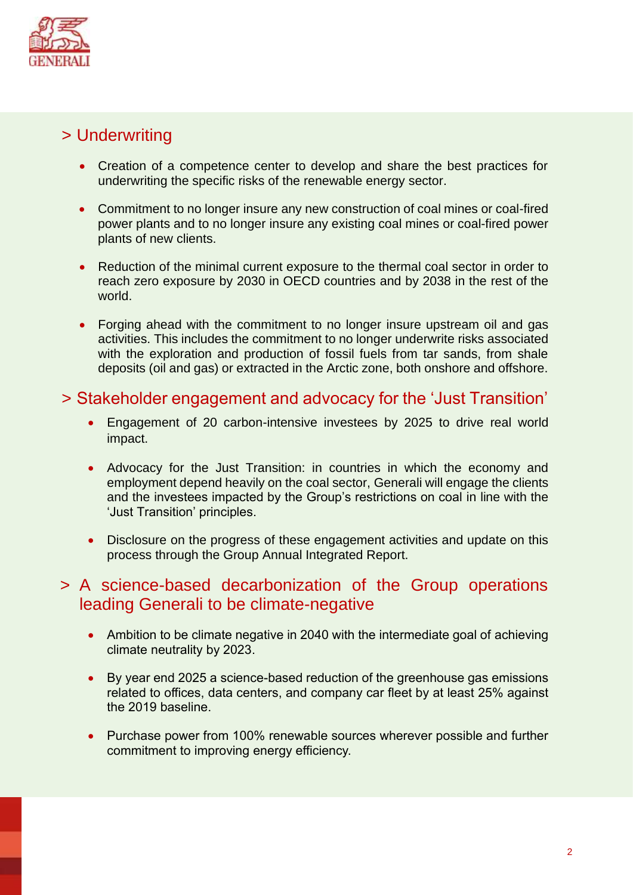## > Underwriting

- Creation of a competence center to develop and share the best practices for underwriting the specific risks of the renewable energy sector.
- Commitment to no longer insure any new construction of coal mines or coal-fired power plants and to no longer insure any existing coal mines or coal-fired power plants of new clients.
- Reduction of the minimal current exposure to the thermal coal sector in order to reach zero exposure by 2030 in OECD countries and by 2038 in the rest of the world.
- Forging ahead with the commitment to no longer insure upstream oil and gas activities. This includes the commitment to no longer underwrite risks associated with the exploration and production of fossil fuels from tar sands, from shale deposits (oil and gas) or extracted in the Arctic zone, both onshore and offshore.

## > Stakeholder engagement and advocacy for the 'Just Transition'

- Engagement of 20 carbon-intensive investees by 2025 to drive real world impact.
- Advocacy for the Just Transition: in countries in which the economy and employment depend heavily on the coal sector, Generali will engage the clients and the investees impacted by the Group's restrictions on coal in line with the 'Just Transition' principles.
- Disclosure on the progress of these engagement activities and update on this process through the Group Annual Integrated Report.

## > A science-based decarbonization of the Group operations leading Generali to be climate-negative

- Ambition to be climate negative in 2040 with the intermediate goal of achieving climate neutrality by 2023.
- By year end 2025 a science-based reduction of the greenhouse gas emissions related to offices, data centers, and company car fleet by at least 25% against the 2019 baseline.
- Purchase power from 100% renewable sources wherever possible and further commitment to improving energy efficiency.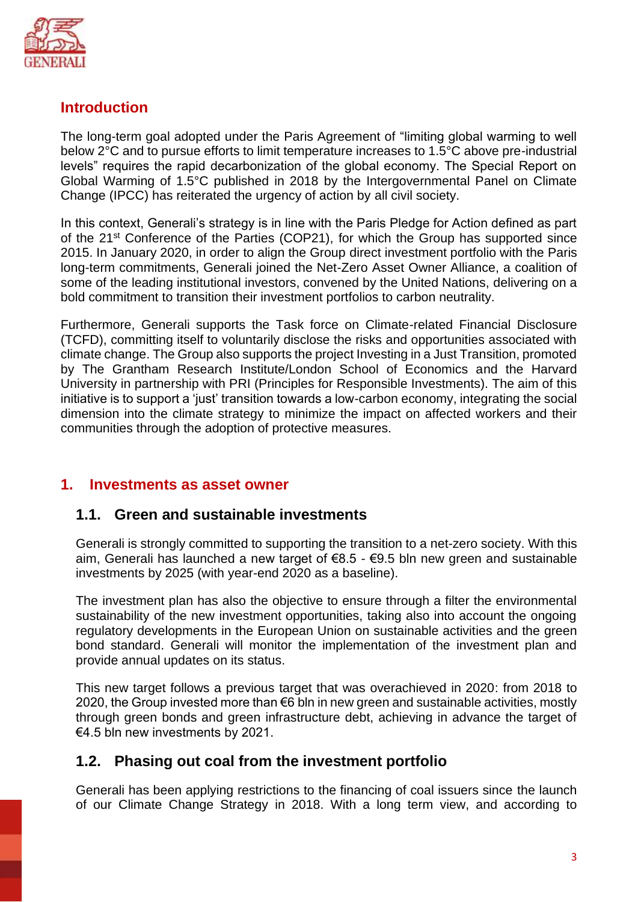## Introduction

The long-term goal adopted under the Paris Agreement of “limiting global warming to well below 2°C and to pursue efforts to limit temperature increases to 1.5°C above pre-industrial levels” requires the rapid decarbonization of the global economy. The Special Report on Global Warming of 1.5°C published in 2018 by the Intergovernmental Panel on Climate Change (IPCC) has reiterated the urgency of action by all civil society.

In this context, Generali’s strategy is in line with the Paris Pledge for Action defined as part of the 21st Conference of the Parties (COP21), for which the Group has supported since 2015. In January 2020, in order to align the Group direct investment portfolio with the Paris long-term commitments, Generali joined the Net-Zero Asset Owner Alliance, a coalition of some of the leading institutional investors, convened by the United Nations, delivering on a bold commitment to transition their investment portfolios to carbon neutrality.

Furthermore, Generali supports the Task force on Climate-related Financial Disclosure (TCFD), committing itself to voluntarily disclose the risks and opportunities associated with climate change. The Group also supports the project Investing in a Just Transition, promoted by The Grantham Research Institute/London School of Economics and the Harvard University in partnership with PRI (Principles for Responsible Investments). The aim of this initiative is to support a ‘just’ transition towards a low-carbon economy, integrating the social dimension into the climate strategy to minimize the impact on affected workers and their communities through the adoption of protective measures.

## 1. Investments as asset owner

### 1.1. Green and sustainable investments

Generali is strongly committed to supporting the transition to a net-zero society. With this aim, Generali has launched a new target of €8.5 - €9.5 bln new green and sustainable investments by 2025 (with year-end 2020 as a baseline).

The investment plan has also the objective to ensure through a filter the environmental sustainability of the new investment opportunities, taking also into account the ongoing regulatory developments in the European Union on sustainable activities and the green bond standard. Generali will monitor the implementation of the investment plan and provide annual updates on its status.

This new target follows a previous target that was overachieved in 2020: from 2018 to 2020, the Group invested more than €6 bln in new green and sustainable activities, mostly through green bonds and green infrastructure debt, achieving in advance the target of €4.5 bln new investments by 2021.

### 1.2. Phasing out coal from the investment portfolio

Generali has been applying restrictions to the financing of coal issuers since the launch of our Climate Change Strategy in 2018. With a long term view, and according to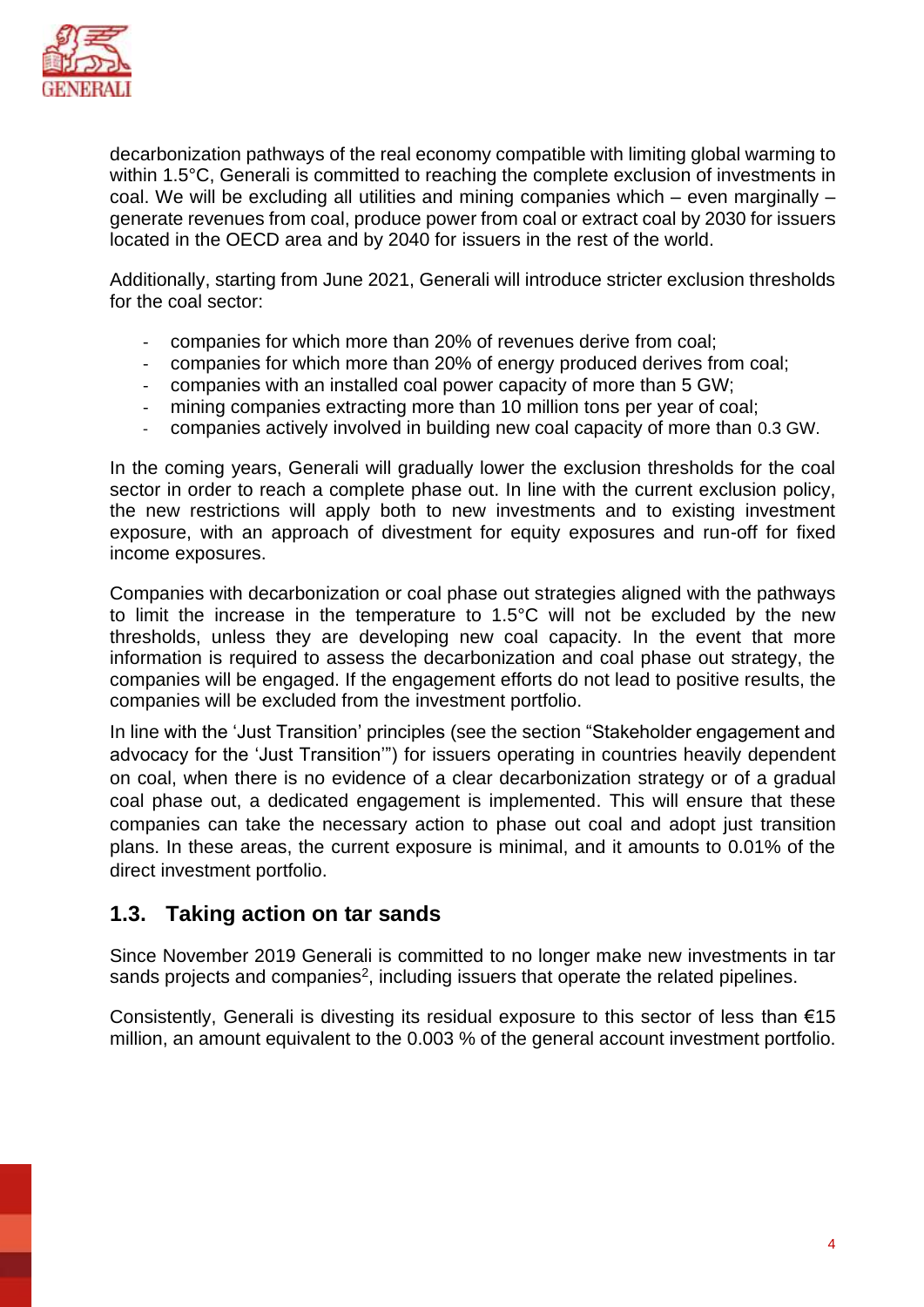decarbonization pathways of the real economy compatible with limiting global warming to within 1.5°C, Generali is committed to reaching the complete exclusion of investments in coal. We will be excluding all utilities and mining companies which – even marginally – generate revenues from coal, produce power from coal or extract coal by 2030 for issuers located in the OECD area and by 2040 for issuers in the rest of the world.

Additionally, starting from June 2021, Generali will introduce stricter exclusion thresholds for the coal sector:

- companies for which more than 20% of revenues derive from coal;
- companies for which more than 20% of energy produced derives from coal;
- companies with an installed coal power capacity of more than 5 GW;
- mining companies extracting more than 10 million tons per year of coal;
- companies actively involved in building new coal capacity of more than 0.3 GW.

In the coming years, Generali will gradually lower the exclusion thresholds for the coal sector in order to reach a complete phase out. In line with the current exclusion policy, the new restrictions will apply both to new investments and to existing investment exposure, with an approach of divestment for equity exposures and run-off for fixed income exposures.

Companies with decarbonization or coal phase out strategies aligned with the pathways to limit the increase in the temperature to 1.5°C will not be excluded by the new thresholds, unless they are developing new coal capacity. In the event that more information is required to assess the decarbonization and coal phase out strategy, the companies will be engaged. If the engagement efforts do not lead to positive results, the companies will be excluded from the investment portfolio.

In line with the 'Just Transition' principles (see the section "Stakeholder engagement and advocacy for the 'Just Transition'") for issuers operating in countries heavily dependent on coal, when there is no evidence of a clear decarbonization strategy or of a gradual coal phase out, a dedicated engagement is implemented. This will ensure that these companies can take the necessary action to phase out coal and adopt just transition plans. In these areas, the current exposure is minimal, and it amounts to 0.01% of the direct investment portfolio.

## 1.3. Taking action on tar sands

Since November 2019 Generali is committed to no longer make new investments in tar sands projects and companies[2], including issuers that operate the related pipelines.

Consistently, Generali is divesting its residual exposure to this sector of less than €15 million, an amount equivalent to the 0.003 % of the general account investment portfolio.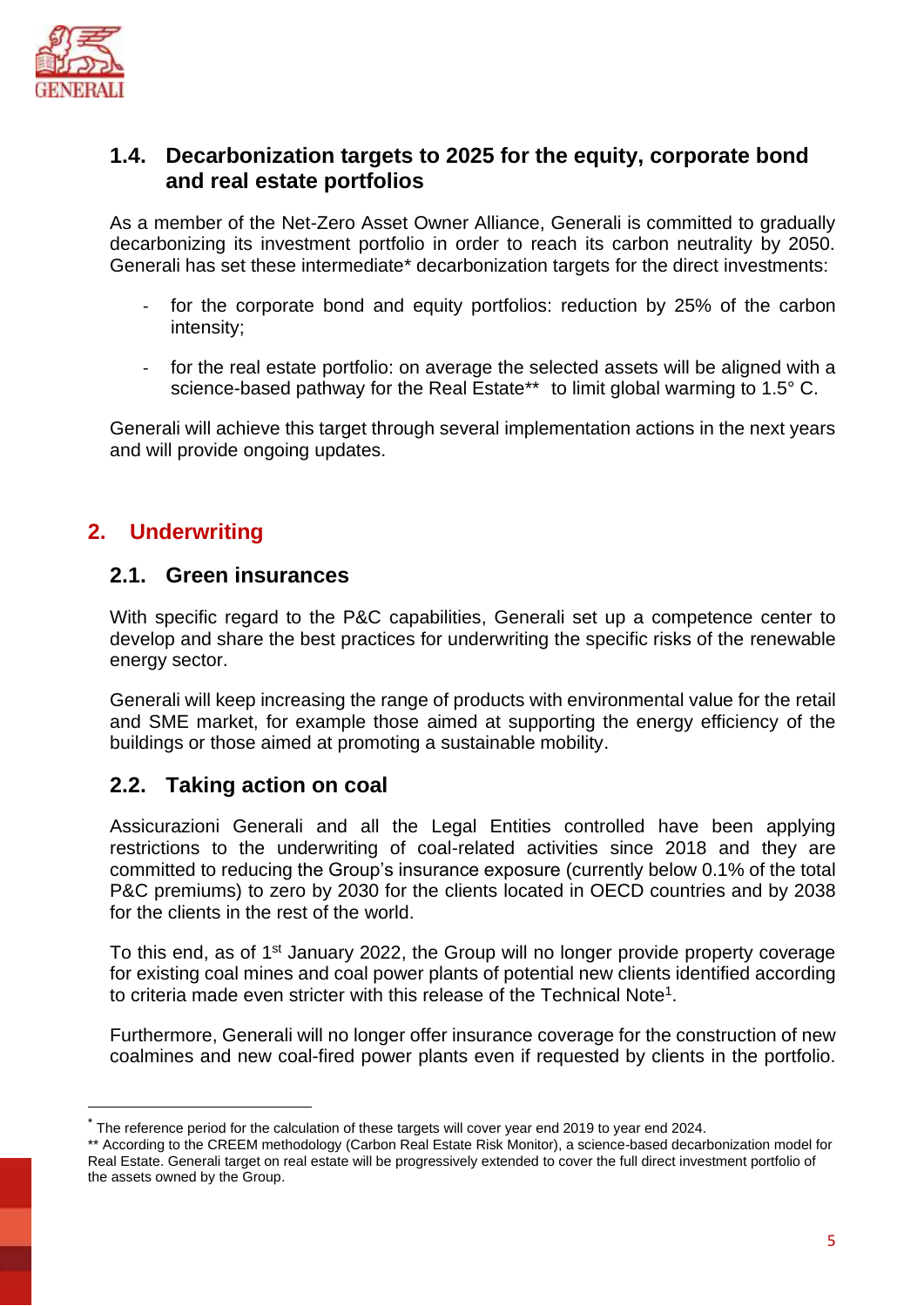### 1.4. Decarbonization targets to 2025 for the equity, corporate bond and real estate portfolios

As a member of the Net-Zero Asset Owner Alliance, Generali is committed to gradually decarbonizing its investment portfolio in order to reach its carbon neutrality by 2050. Generali has set these intermediate* decarbonization targets for the direct investments:

- for the corporate bond and equity portfolios: reduction by 25% of the carbon intensity;
- for the real estate portfolio: on average the selected assets will be aligned with a science-based pathway for the Real Estate** to limit global warming to 1.5° C.

Generali will achieve this target through several implementation actions in the next years and will provide ongoing updates.

## 2. Underwriting

### 2.1. Green insurances

With specific regard to the P&C capabilities, Generali set up a competence center to develop and share the best practices for underwriting the specific risks of the renewable energy sector.

Generali will keep increasing the range of products with environmental value for the retail and SME market, for example those aimed at supporting the energy efficiency of the buildings or those aimed at promoting a sustainable mobility.

### 2.2. Taking action on coal

Assicurazioni Generali and all the Legal Entities controlled have been applying restrictions to the underwriting of coal-related activities since 2018 and they are committed to reducing the Group's insurance exposure (currently below 0.1% of the total P&C premiums) to zero by 2030 for the clients located in OECD countries and by 2038 for the clients in the rest of the world.

To this end, as of 1st January 2022, the Group will no longer provide property coverage for existing coal mines and coal power plants of potential new clients identified according to criteria made even stricter with this release of the Technical Note[1].

Furthermore, Generali will no longer offer insurance coverage for the construction of new coalmines and new coal-fired power plants even if requested by clients in the portfolio.

---

* The reference period for the calculation of these targets will cover year end 2019 to year end 2024.

** According to the CREEM methodology (Carbon Real Estate Risk Monitor), a science-based decarbonization model for Real Estate. Generali target on real estate will be progressively extended to cover the full direct investment portfolio of the assets owned by the Group.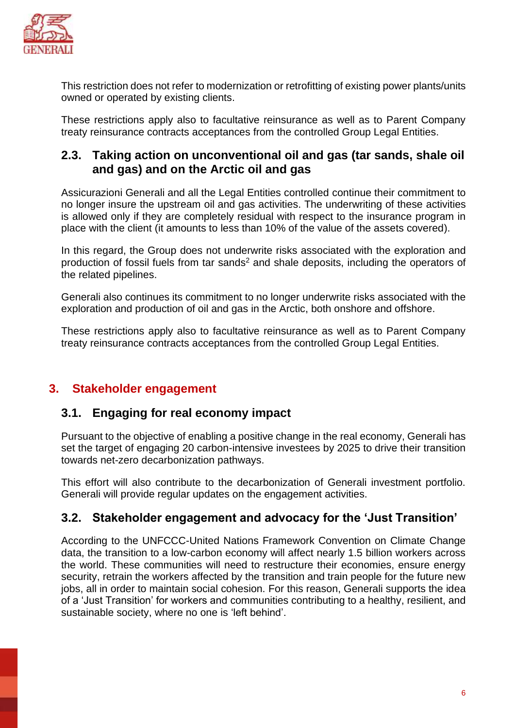This restriction does not refer to modernization or retrofitting of existing power plants/units owned or operated by existing clients.

These restrictions apply also to facultative reinsurance as well as to Parent Company treaty reinsurance contracts acceptances from the controlled Group Legal Entities.

### 2.3. Taking action on unconventional oil and gas (tar sands, shale oil and gas) and on the Arctic oil and gas

Assicurazioni Generali and all the Legal Entities controlled continue their commitment to no longer insure the upstream oil and gas activities. The underwriting of these activities is allowed only if they are completely residual with respect to the insurance program in place with the client (it amounts to less than 10% of the value of the assets covered).

In this regard, the Group does not underwrite risks associated with the exploration and production of fossil fuels from tar sands[2] and shale deposits, including the operators of the related pipelines.

Generali also continues its commitment to no longer underwrite risks associated with the exploration and production of oil and gas in the Arctic, both onshore and offshore.

These restrictions apply also to facultative reinsurance as well as to Parent Company treaty reinsurance contracts acceptances from the controlled Group Legal Entities.

## 3. Stakeholder engagement

### 3.1. Engaging for real economy impact

Pursuant to the objective of enabling a positive change in the real economy, Generali has set the target of engaging 20 carbon-intensive investees by 2025 to drive their transition towards net-zero decarbonization pathways.

This effort will also contribute to the decarbonization of Generali investment portfolio. Generali will provide regular updates on the engagement activities.

### 3.2. Stakeholder engagement and advocacy for the 'Just Transition'

According to the UNFCCC-United Nations Framework Convention on Climate Change data, the transition to a low-carbon economy will affect nearly 1.5 billion workers across the world. These communities will need to restructure their economies, ensure energy security, retrain the workers affected by the transition and train people for the future new jobs, all in order to maintain social cohesion. For this reason, Generali supports the idea of a 'Just Transition' for workers and communities contributing to a healthy, resilient, and sustainable society, where no one is 'left behind'.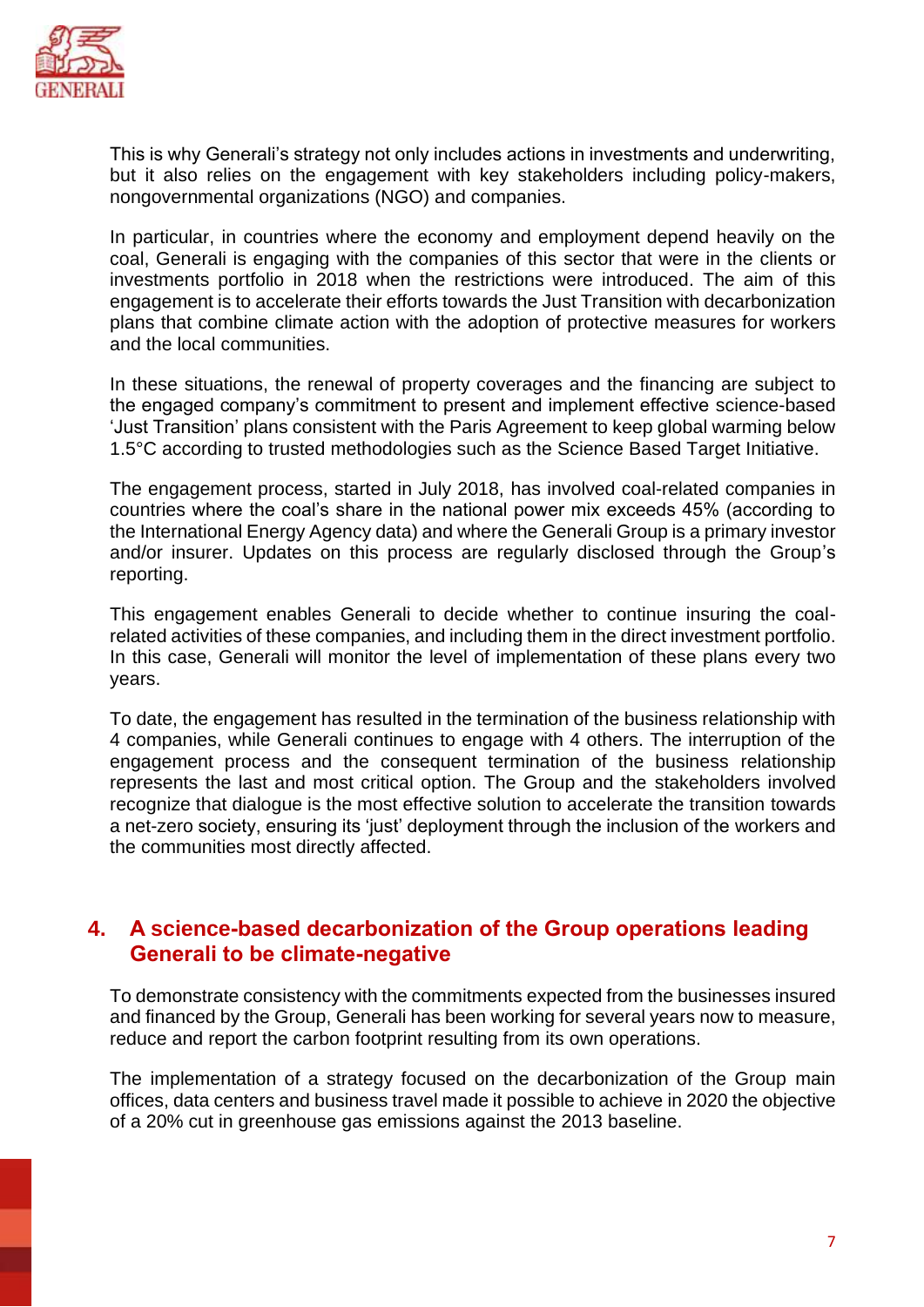This is why Generali's strategy not only includes actions in investments and underwriting, but it also relies on the engagement with key stakeholders including policy-makers, nongovernmental organizations (NGO) and companies.

In particular, in countries where the economy and employment depend heavily on the coal, Generali is engaging with the companies of this sector that were in the clients or investments portfolio in 2018 when the restrictions were introduced. The aim of this engagement is to accelerate their efforts towards the Just Transition with decarbonization plans that combine climate action with the adoption of protective measures for workers and the local communities.

In these situations, the renewal of property coverages and the financing are subject to the engaged company's commitment to present and implement effective science-based 'Just Transition' plans consistent with the Paris Agreement to keep global warming below 1.5°C according to trusted methodologies such as the Science Based Target Initiative.

The engagement process, started in July 2018, has involved coal-related companies in countries where the coal's share in the national power mix exceeds 45% (according to the International Energy Agency data) and where the Generali Group is a primary investor and/or insurer. Updates on this process are regularly disclosed through the Group's reporting.

This engagement enables Generali to decide whether to continue insuring the coal-related activities of these companies, and including them in the direct investment portfolio. In this case, Generali will monitor the level of implementation of these plans every two years.

To date, the engagement has resulted in the termination of the business relationship with 4 companies, while Generali continues to engage with 4 others. The interruption of the engagement process and the consequent termination of the business relationship represents the last and most critical option. The Group and the stakeholders involved recognize that dialogue is the most effective solution to accelerate the transition towards a net-zero society, ensuring its 'just' deployment through the inclusion of the workers and the communities most directly affected.

## 4. A science-based decarbonization of the Group operations leading Generali to be climate-negative

To demonstrate consistency with the commitments expected from the businesses insured and financed by the Group, Generali has been working for several years now to measure, reduce and report the carbon footprint resulting from its own operations.

The implementation of a strategy focused on the decarbonization of the Group main offices, data centers and business travel made it possible to achieve in 2020 the objective of a 20% cut in greenhouse gas emissions against the 2013 baseline.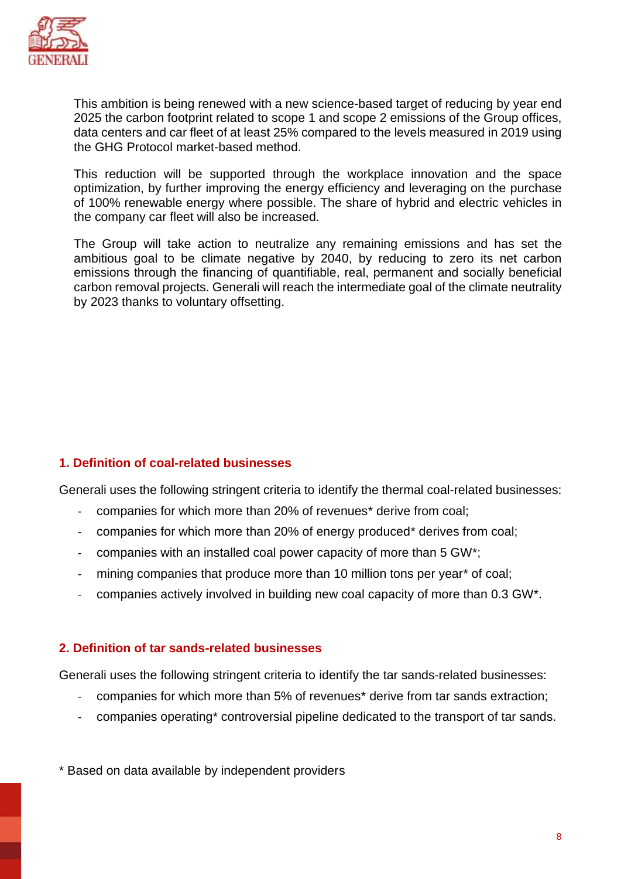This ambition is being renewed with a new science-based target of reducing by year end 2025 the carbon footprint related to scope 1 and scope 2 emissions of the Group offices, data centers and car fleet of at least 25% compared to the levels measured in 2019 using the GHG Protocol market-based method.

This reduction will be supported through the workplace innovation and the space optimization, by further improving the energy efficiency and leveraging on the purchase of 100% renewable energy where possible. The share of hybrid and electric vehicles in the company car fleet will also be increased.

The Group will take action to neutralize any remaining emissions and has set the ambitious goal to be climate negative by 2040, by reducing to zero its net carbon emissions through the financing of quantifiable, real, permanent and socially beneficial carbon removal projects. Generali will reach the intermediate goal of the climate neutrality by 2023 thanks to voluntary offsetting.

## 1. Definition of coal-related businesses

Generali uses the following stringent criteria to identify the thermal coal-related businesses:

- companies for which more than 20% of revenues* derive from coal;
- companies for which more than 20% of energy produced* derives from coal;
- companies with an installed coal power capacity of more than 5 GW*;
- mining companies that produce more than 10 million tons per year* of coal;
- companies actively involved in building new coal capacity of more than 0.3 GW*.

## 2. Definition of tar sands-related businesses

Generali uses the following stringent criteria to identify the tar sands-related businesses:

- companies for which more than 5% of revenues* derive from tar sands extraction;
- companies operating* controversial pipeline dedicated to the transport of tar sands.

\* Based on data available by independent providers